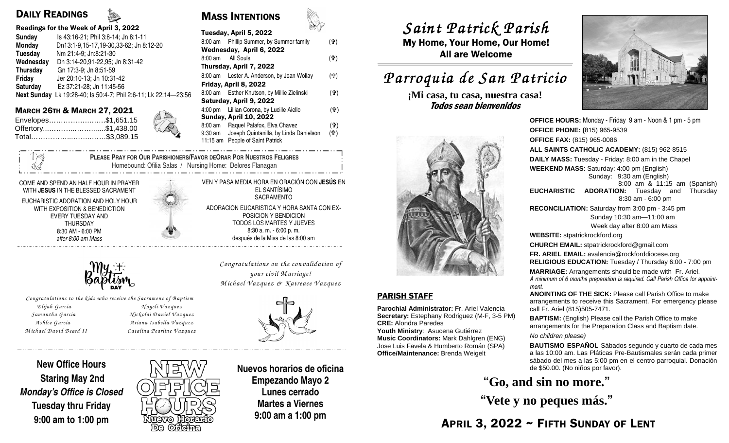## Daily Readings

**Readings for the Week of April 3, 2022**

| | |
|---|---|
| **Sunday** | Is 43:16-21; Phil 3:8-14; Jn 8:1-11 |
| **Monday** | Dn13:1-9,15-17,19-30,33-62; Jn 8:12-20 |
| **Tuesday** | Nm 21:4-9; Jn:8:21-30 |
| **Wednesday** | Dn 3:14-20,91-92,95; Jn 8:31-42 |
| **Thursday** | Gn 17:3-9; Jn 8:51-59 |
| **Friday** | Jer 20:10-13; Jn 10:31-42 |
| **Saturday** | Ez 37:21-28; Jn 11:45-56 |
| **Next Sunday** | Lk 19:28-40; Is 50:4-7; Phil 2:6-11; Lk 22:14—23:56 |

### March 26th & March 27, 2021

| | |
|---|---|
| Envelopes | $1,651.15 |
| Offertory | $1,438.00 |
| Total | $3,089.15 |

## Mass Intentions

**Tuesday, April 5, 2022**
8:00 am Phillip Summer, by Summer family (✝)

**Wednesday, April 6, 2022**
8:00 am All Souls (✝)

**Thursday, April 7, 2022**
8:00 am Lester A. Anderson, by Jean Wollay (✝)

**Friday, April 8, 2022**
8:00 am Esther Knutson, by Millie Zielinski (✝)

**Saturday, April 9, 2022**
4:00 pm Lillian Corona, by Lucille Aiello (✝)

**Sunday, April 10, 2022**
8:00 am Raquel Palafox, Elva Chavez (✝)
9:30 am Joseph Quintanilla, by Linda Danielson (✝)
11:15 am People of Saint Patrick

**PLEASE PRAY FOR OUR PARISHIONERS/FAVOR DEORAR POR NUESTROS FELIGRES**
Homebound: Ofilia Salas / Nursing Home: Delores Flanagan

COME AND SPEND AN HALF HOUR IN PRAYER WITH **JESUS** IN THE BLESSED SACRAMENT

EUCHARISTIC ADORATION AND HOLY HOUR WITH EXPOSITION & BENEDICTION EVERY TUESDAY AND THURSDAY 8:30 AM - 6:00 PM *after 8:00 am Mass*

VEN Y PASA MEDIA HORA EN ORACIÓN CON **JESÚS** EN EL SANTÍSIMO SACRAMENTO

ADORACION EUCARISTICA Y HORA SANTA CON EXPOSICION Y BENDICION TODOS LOS MARTES Y JUEVES 8:30 a. m. - 6:00 p. m. después de la Misa de las 8:00 am

My Baptism Day

*Congratulations to the kids who receive the Sacrament of Baptism*

| | |
|---|---|
| *Elijah Garcia* | *Nayeli Vazquez* |
| *Samantha Garcia* | *Nickolai Daniel Vazquez* |
| *Ashlee Garcia* | *Ariana Isabella Vazquez* |
| *Michael David Beard II* | *Catalina Pearline Vazquez* |

*Congratulations on the convalidation of your civil Marriage!*
*Michael Vazquez & Katreace Vazquez*

**New Office Hours**
**Staring May 2nd**
***Monday's Office is Closed***
**Tuesday thru Friday**
**9:00 am to 1:00 pm**

NEW OFFICE HOURS — Nuevo Horario de Oficina

**Nuevos horarios de oficina**
**Empezando Mayo 2**
**Lunes cerrado**
**Martes a Viernes**
**9:00 am a 1:00 pm**

# *Saint Patrick Parish*

**My Home, Your Home, Our Home!**
**All are Welcome**

# *Parroquia de San Patricio*

**¡Mi casa, tu casa, nuestra casa!**
***Todos sean bienvenidos***

**OFFICE HOURS:** Monday - Friday 9 am - Noon & 1 pm - 5 pm
**OFFICE PHONE:** (815) 965-9539
**OFFICE FAX:** (815) 965-0086
**ALL SAINTS CATHOLIC ACADEMY:** (815) 962-8515
**DAILY MASS:** Tuesday - Friday: 8:00 am in the Chapel
**WEEKEND MASS**: Saturday: 4:00 pm (English)
Sunday: 9:30 am (English)
8:00 am & 11:15 am (Spanish)
**EUCHARISTIC ADORATION:** Tuesday and Thursday 8:30 am - 6:00 pm
**RECONCILIATION:** Saturday from 3:00 pm - 3:45 pm
Sunday 10:30 am—11:00 am
Week day after 8:00 am Mass
**WEBSITE:** stpatrickrockford.org
**CHURCH EMAIL:** stpatrickrockford@gmail.com
**FR. ARIEL EMAIL:** avalencia@rockforddiocese.org
**RELIGIOUS EDUCATION:** Tuesday / Thursday 6:00 - 7:00 pm
**MARRIAGE:** Arrangements should be made with Fr. Ariel. *A minimum of 6 months preparation is required. Call Parish Office for appointment.*
**ANOINTING OF THE SICK:** Please call Parish Office to make arrangements to receive this Sacrament. For emergency please call Fr. Ariel (815)505-7471.
**BAPTISM:** (English) Please call the Parish Office to make arrangements for the Preparation Class and Baptism date.
*No children please)*
**BAUTISMO ESPAÑOL** Sábados segundo y cuarto de cada mes a las 10:00 am. Las Pláticas Pre-Bautismales serán cada primer sábado del mes a las 5:00 pm en el centro parroquial. Donación de $50.00. (No niños por favor).

### PARISH STAFF

**Parochial Administrator:** Fr. Ariel Valencia
**Secretary:** Estephany Rodriguez (M-F, 3-5 PM)
**CRE:** Alondra Paredes
**Youth Ministry**: Asucena Gutiérrez
**Music Coordinators:** Mark Dahlgren (ENG)
Jose Luis Favela & Humberto Román (SPA)
**Office/Maintenance:** Brenda Weigelt

## "Go, and sin no more."
## "Vete y no peques más."

## April 3, 2022 ~ Fifth Sunday of Lent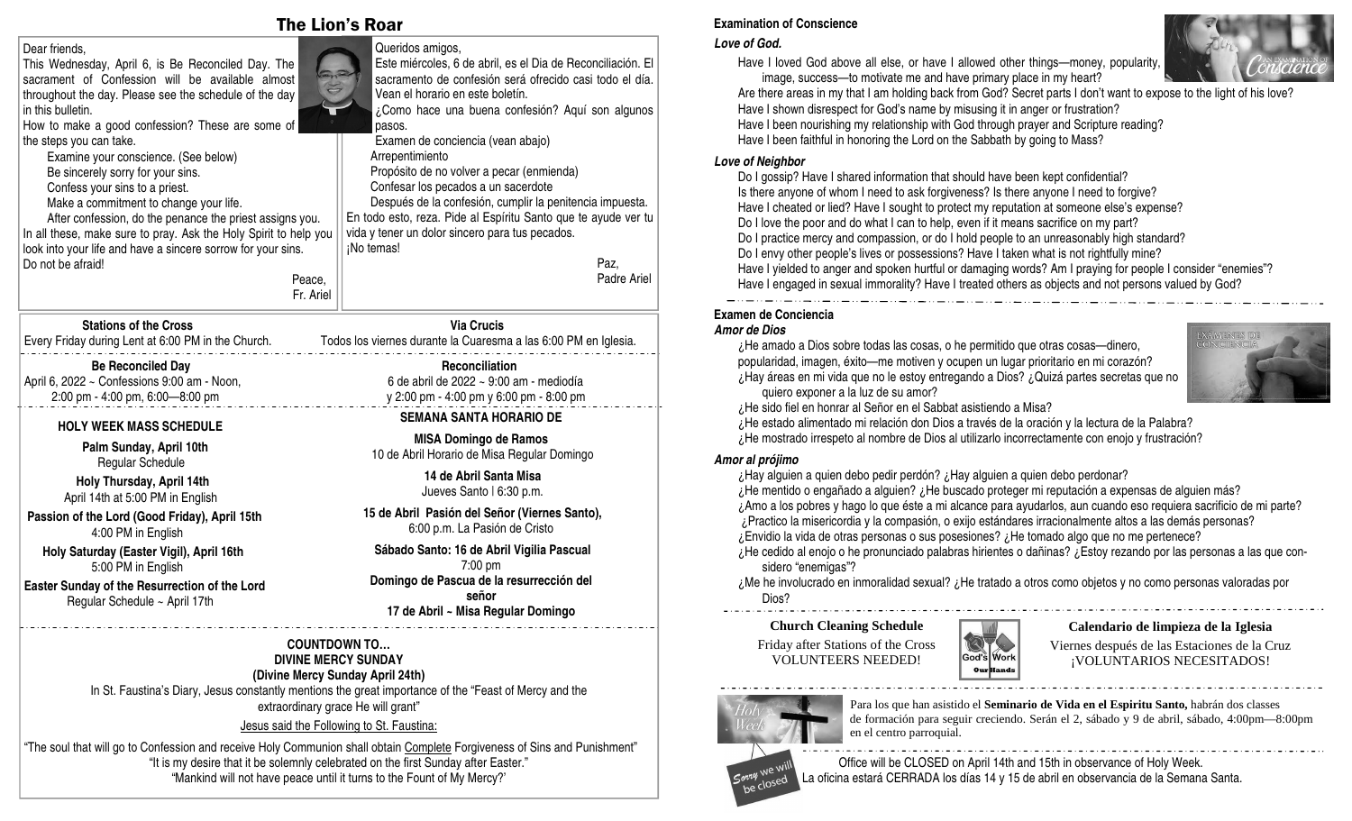# The Lion's Roar

Dear friends,

This Wednesday, April 6, is Be Reconciled Day. The sacrament of Confession will be available almost throughout the day. Please see the schedule of the day in this bulletin.

How to make a good confession? These are some of the steps you can take.

- Examine your conscience. (See below)
- Be sincerely sorry for your sins.
- Confess your sins to a priest.
- Make a commitment to change your life.
- After confession, do the penance the priest assigns you.

In all these, make sure to pray. Ask the Holy Spirit to help you look into your life and have a sincere sorrow for your sins.

Do not be afraid!

Peace,
Fr. Ariel

Queridos amigos,

Este miércoles, 6 de abril, es el Dia de Reconciliación. El sacramento de confesión será ofrecido casi todo el día. Vean el horario en este boletín.

¿Como hace una buena confesión? Aquí son algunos pasos.

- Examen de conciencia (vean abajo)
- Arrepentimiento
- Propósito de no volver a pecar (enmienda)
- Confesar los pecados a un sacerdote
- Después de la confesión, cumplir la penitencia impuesta.

En todo esto, reza. Pide al Espíritu Santo que te ayude ver tu vida y tener un dolor sincero para tus pecados.

¡No temas!

Paz,
Padre Ariel

**Stations of the Cross**
Every Friday during Lent at 6:00 PM in the Church.

**Via Crucis**
Todos los viernes durante la Cuaresma a las 6:00 PM en Iglesia.

**Be Reconciled Day**
April 6, 2022 ~ Confessions 9:00 am - Noon,
2:00 pm - 4:00 pm, 6:00—8:00 pm

**Reconciliation**
6 de abril de 2022 ~ 9:00 am - mediodía
y 2:00 pm - 4:00 pm y 6:00 pm - 8:00 pm

**HOLY WEEK MASS SCHEDULE**

**Palm Sunday, April 10th**
Regular Schedule

**Holy Thursday, April 14th**
April 14th at 5:00 PM in English

**Passion of the Lord (Good Friday), April 15th**
4:00 PM in English

**Holy Saturday (Easter Vigil), April 16th**
5:00 PM in English

**Easter Sunday of the Resurrection of the Lord**
Regular Schedule ~ April 17th

**SEMANA SANTA HORARIO DE**

**MISA Domingo de Ramos**
10 de Abril Horario de Misa Regular Domingo

**14 de Abril Santa Misa**
Jueves Santo | 6:30 p.m.

**15 de Abril Pasión del Señor (Viernes Santo),**
6:00 p.m. La Pasión de Cristo

**Sábado Santo: 16 de Abril Vigilia Pascual**
7:00 pm

**Domingo de Pascua de la resurrección del señor**
**17 de Abril ~ Misa Regular Domingo**

**COUNTDOWN TO…**
**DIVINE MERCY SUNDAY**
**(Divine Mercy Sunday April 24th)**

In St. Faustina's Diary, Jesus constantly mentions the great importance of the "Feast of Mercy and the extraordinary grace He will grant"

Jesus said the Following to St. Faustina:

"The soul that will go to Confession and receive Holy Communion shall obtain Complete Forgiveness of Sins and Punishment"
"It is my desire that it be solemnly celebrated on the first Sunday after Easter."
"Mankind will not have peace until it turns to the Fount of My Mercy?'

## Examination of Conscience

### *Love of God.*

- Have I loved God above all else, or have I allowed other things—money, popularity, image, success—to motivate me and have primary place in my heart?
- Are there areas in my that I am holding back from God? Secret parts I don't want to expose to the light of his love?
- Have I shown disrespect for God's name by misusing it in anger or frustration?
- Have I been nourishing my relationship with God through prayer and Scripture reading?
- Have I been faithful in honoring the Lord on the Sabbath by going to Mass?

### *Love of Neighbor*

- Do I gossip? Have I shared information that should have been kept confidential?
- Is there anyone of whom I need to ask forgiveness? Is there anyone I need to forgive?
- Have I cheated or lied? Have I sought to protect my reputation at someone else's expense?
- Do I love the poor and do what I can to help, even if it means sacrifice on my part?
- Do I practice mercy and compassion, or do I hold people to an unreasonably high standard?
- Do I envy other people's lives or possessions? Have I taken what is not rightfully mine?
- Have I yielded to anger and spoken hurtful or damaging words? Am I praying for people I consider "enemies"?
- Have I engaged in sexual immorality? Have I treated others as objects and not persons valued by God?

## Examen de Conciencia

### *Amor de Dios*

- ¿He amado a Dios sobre todas las cosas, o he permitido que otras cosas—dinero, popularidad, imagen, éxito—me motiven y ocupen un lugar prioritario en mi corazón?
- ¿Hay áreas en mi vida que no le estoy entregando a Dios? ¿Quizá partes secretas que no quiero exponer a la luz de su amor?
- ¿He sido fiel en honrar al Señor en el Sabbat asistiendo a Misa?
- ¿He estado alimentado mi relación don Dios a través de la oración y la lectura de la Palabra?
- ¿He mostrado irrespeto al nombre de Dios al utilizarlo incorrectamente con enojo y frustración?

### *Amor al prójimo*

- ¿Hay alguien a quien debo pedir perdón? ¿Hay alguien a quien debo perdonar?
- ¿He mentido o engañado a alguien? ¿He buscado proteger mi reputación a expensas de alguien más?
- ¿Amo a los pobres y hago lo que éste a mi alcance para ayudarlos, aun cuando eso requiera sacrificio de mi parte?
- ¿Practico la misericordia y la compasión, o exijo estándares irracionalmente altos a las demás personas?
- ¿Envidio la vida de otras personas o sus posesiones? ¿He tomado algo que no me pertenece?
- ¿He cedido al enojo o he pronunciado palabras hirientes o dañinas? ¿Estoy rezando por las personas a las que considero "enemigas"?
- ¿Me he involucrado en inmoralidad sexual? ¿He tratado a otros como objetos y no como personas valoradas por Dios?

**Church Cleaning Schedule**
Friday after Stations of the Cross
VOLUNTEERS NEEDED!

**Calendario de limpieza de la Iglesia**
Viernes después de las Estaciones de la Cruz
¡VOLUNTARIOS NECESITADOS!

Para los que han asistido el **Seminario de Vida en el Espiritu Santo,** habrán dos classes de formación para seguir creciendo. Serán el 2, sábado y 9 de abril, sábado, 4:00pm—8:00pm en el centro parroquial.

Office will be CLOSED on April 14th and 15th in observance of Holy Week.
La oficina estará CERRADA los días 14 y 15 de abril en observancia de la Semana Santa.